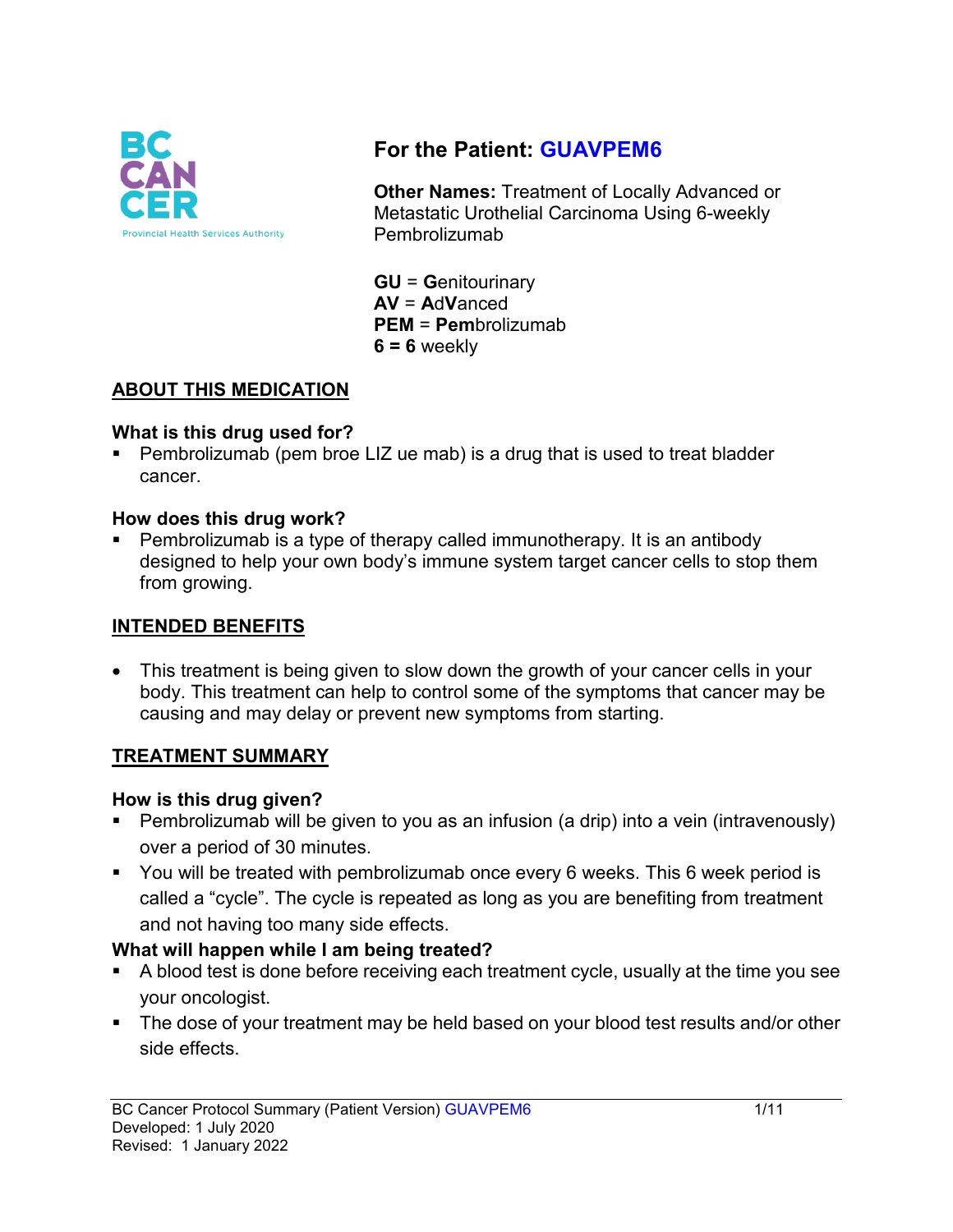# For the Patient: GUAVPEM6

**Other Names:** Treatment of Locally Advanced or Metastatic Urothelial Carcinoma Using 6-weekly Pembrolizumab

**GU** = **G**enitourinary
**AV** = **A**d**V**anced
**PEM** = **Pem**brolizumab
**6 = 6** weekly

## ABOUT THIS MEDICATION

### What is this drug used for?

- Pembrolizumab (pem broe LIZ ue mab) is a drug that is used to treat bladder cancer.

### How does this drug work?

- Pembrolizumab is a type of therapy called immunotherapy. It is an antibody designed to help your own body's immune system target cancer cells to stop them from growing.

## INTENDED BENEFITS

- This treatment is being given to slow down the growth of your cancer cells in your body. This treatment can help to control some of the symptoms that cancer may be causing and may delay or prevent new symptoms from starting.

## TREATMENT SUMMARY

### How is this drug given?

- Pembrolizumab will be given to you as an infusion (a drip) into a vein (intravenously) over a period of 30 minutes.
- You will be treated with pembrolizumab once every 6 weeks. This 6 week period is called a "cycle". The cycle is repeated as long as you are benefiting from treatment and not having too many side effects.

### What will happen while I am being treated?

- A blood test is done before receiving each treatment cycle, usually at the time you see your oncologist.
- The dose of your treatment may be held based on your blood test results and/or other side effects.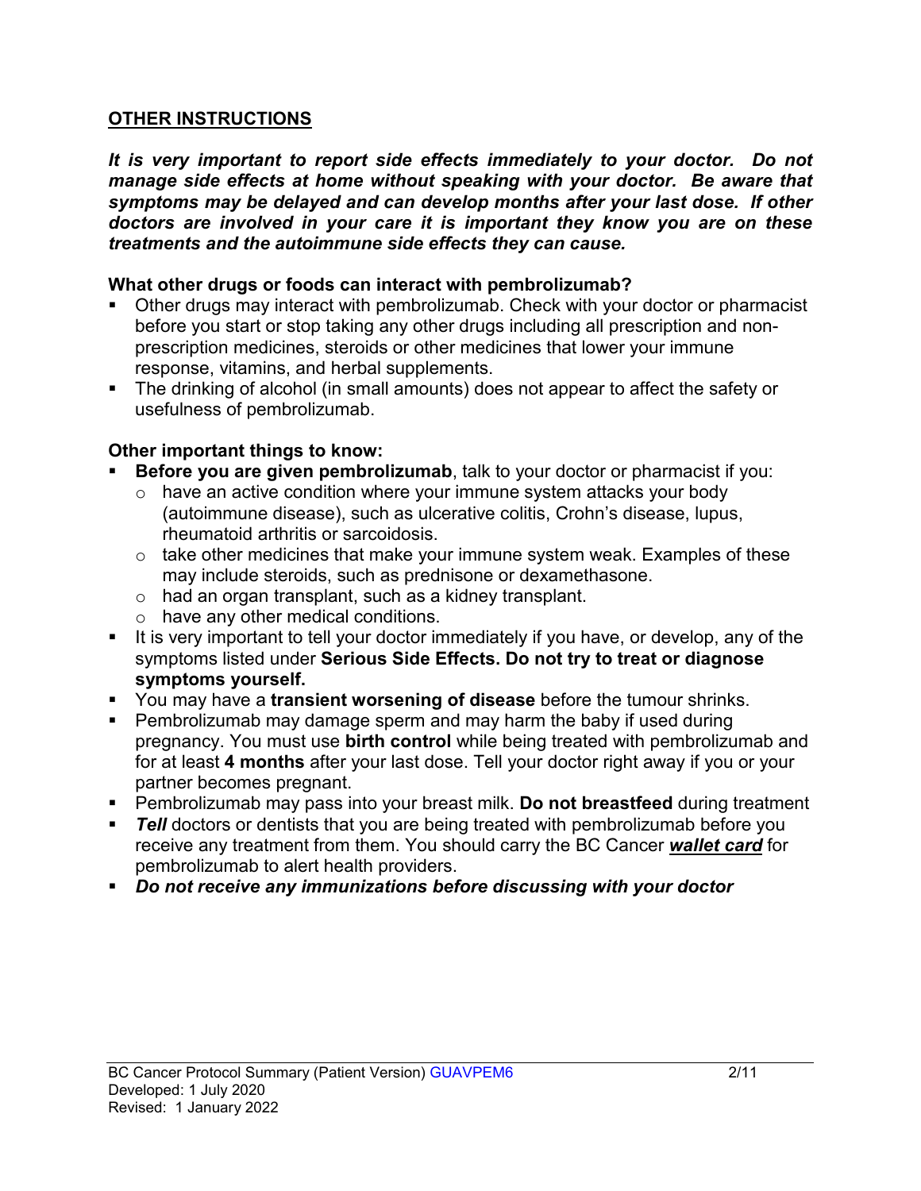## OTHER INSTRUCTIONS

***It is very important to report side effects immediately to your doctor. Do not manage side effects at home without speaking with your doctor. Be aware that symptoms may be delayed and can develop months after your last dose. If other doctors are involved in your care it is important they know you are on these treatments and the autoimmune side effects they can cause.***

**What other drugs or foods can interact with pembrolizumab?**

- Other drugs may interact with pembrolizumab. Check with your doctor or pharmacist before you start or stop taking any other drugs including all prescription and non-prescription medicines, steroids or other medicines that lower your immune response, vitamins, and herbal supplements.
- The drinking of alcohol (in small amounts) does not appear to affect the safety or usefulness of pembrolizumab.

**Other important things to know:**

- **Before you are given pembrolizumab**, talk to your doctor or pharmacist if you:
  - have an active condition where your immune system attacks your body (autoimmune disease), such as ulcerative colitis, Crohn's disease, lupus, rheumatoid arthritis or sarcoidosis.
  - take other medicines that make your immune system weak. Examples of these may include steroids, such as prednisone or dexamethasone.
  - had an organ transplant, such as a kidney transplant.
  - have any other medical conditions.
- It is very important to tell your doctor immediately if you have, or develop, any of the symptoms listed under **Serious Side Effects. Do not try to treat or diagnose symptoms yourself.**
- You may have a **transient worsening of disease** before the tumour shrinks.
- Pembrolizumab may damage sperm and may harm the baby if used during pregnancy. You must use **birth control** while being treated with pembrolizumab and for at least **4 months** after your last dose. Tell your doctor right away if you or your partner becomes pregnant.
- Pembrolizumab may pass into your breast milk. **Do not breastfeed** during treatment
- ***Tell*** doctors or dentists that you are being treated with pembrolizumab before you receive any treatment from them. You should carry the BC Cancer ***wallet card*** for pembrolizumab to alert health providers.
- ***Do not receive any immunizations before discussing with your doctor***

BC Cancer Protocol Summary (Patient Version) GUAVPEM6
Developed: 1 July 2020
Revised: 1 January 2022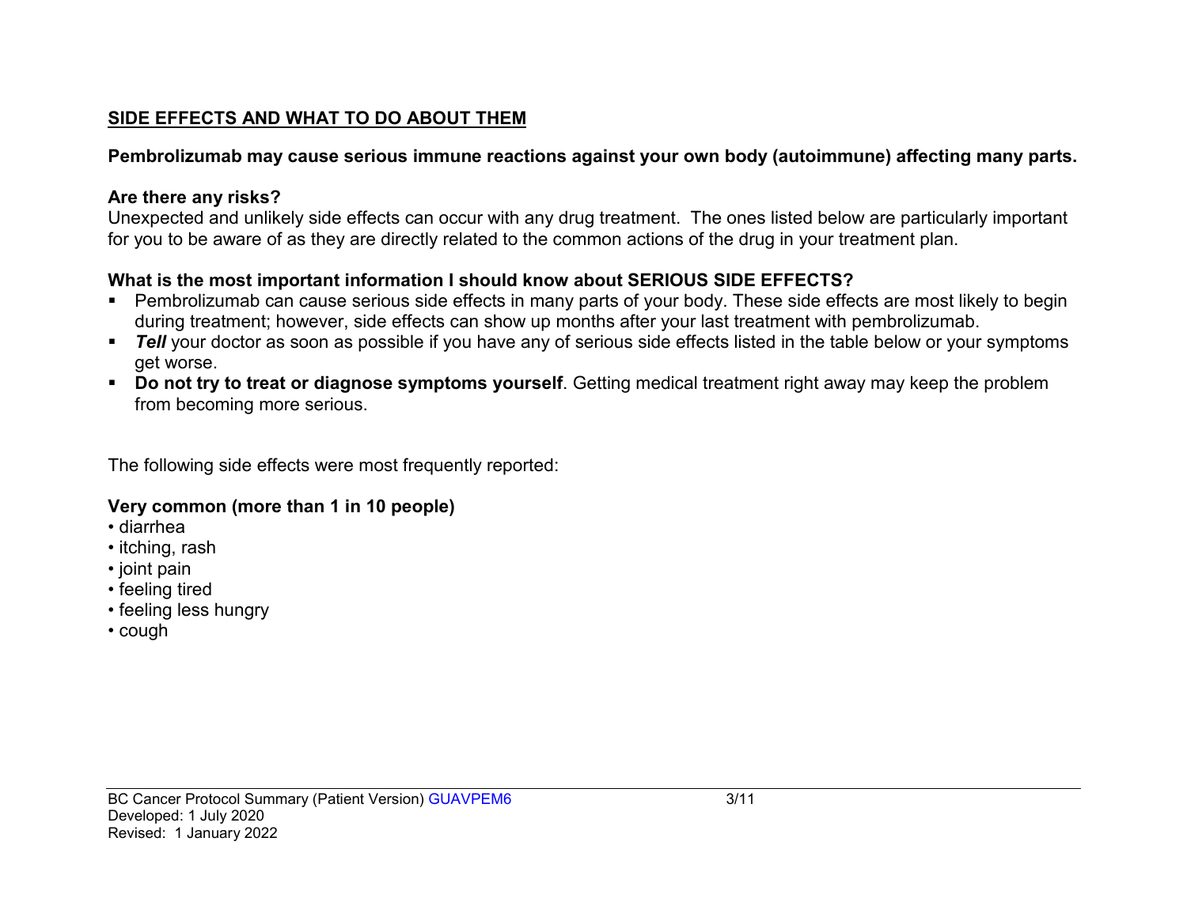## SIDE EFFECTS AND WHAT TO DO ABOUT THEM

**Pembrolizumab may cause serious immune reactions against your own body (autoimmune) affecting many parts.**

### Are there any risks?

Unexpected and unlikely side effects can occur with any drug treatment. The ones listed below are particularly important for you to be aware of as they are directly related to the common actions of the drug in your treatment plan.

### What is the most important information I should know about SERIOUS SIDE EFFECTS?

- Pembrolizumab can cause serious side effects in many parts of your body. These side effects are most likely to begin during treatment; however, side effects can show up months after your last treatment with pembrolizumab.
- ***Tell*** your doctor as soon as possible if you have any of serious side effects listed in the table below or your symptoms get worse.
- **Do not try to treat or diagnose symptoms yourself**. Getting medical treatment right away may keep the problem from becoming more serious.

The following side effects were most frequently reported:

**Very common (more than 1 in 10 people)**

- diarrhea
- itching, rash
- joint pain
- feeling tired
- feeling less hungry
- cough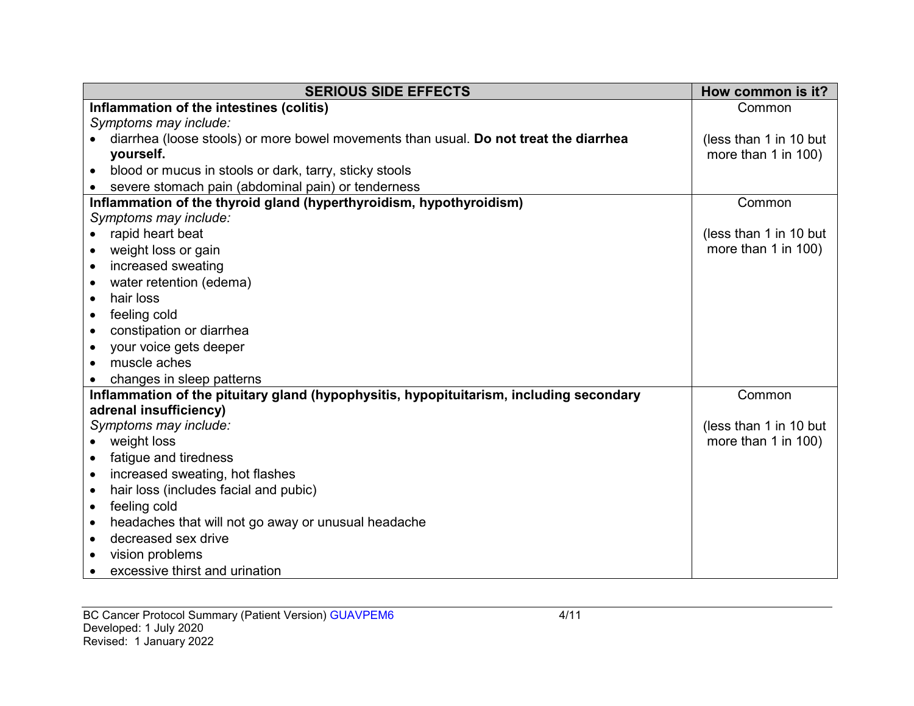| SERIOUS SIDE EFFECTS | How common is it? |
|---|---|
| **Inflammation of the intestines (colitis)**<br>*Symptoms may include:*<br>• diarrhea (loose stools) or more bowel movements than usual. **Do not treat the diarrhea yourself.**<br>• blood or mucus in stools or dark, tarry, sticky stools<br>• severe stomach pain (abdominal pain) or tenderness | Common<br><br>(less than 1 in 10 but more than 1 in 100) |
| **Inflammation of the thyroid gland (hyperthyroidism, hypothyroidism)**<br>*Symptoms may include:*<br>• rapid heart beat<br>• weight loss or gain<br>• increased sweating<br>• water retention (edema)<br>• hair loss<br>• feeling cold<br>• constipation or diarrhea<br>• your voice gets deeper<br>• muscle aches<br>• changes in sleep patterns | Common<br><br>(less than 1 in 10 but more than 1 in 100) |
| **Inflammation of the pituitary gland (hypophysitis, hypopituitarism, including secondary adrenal insufficiency)**<br>*Symptoms may include:*<br>• weight loss<br>• fatigue and tiredness<br>• increased sweating, hot flashes<br>• hair loss (includes facial and pubic)<br>• feeling cold<br>• headaches that will not go away or unusual headache<br>• decreased sex drive<br>• vision problems<br>• excessive thirst and urination | Common<br><br>(less than 1 in 10 but more than 1 in 100) |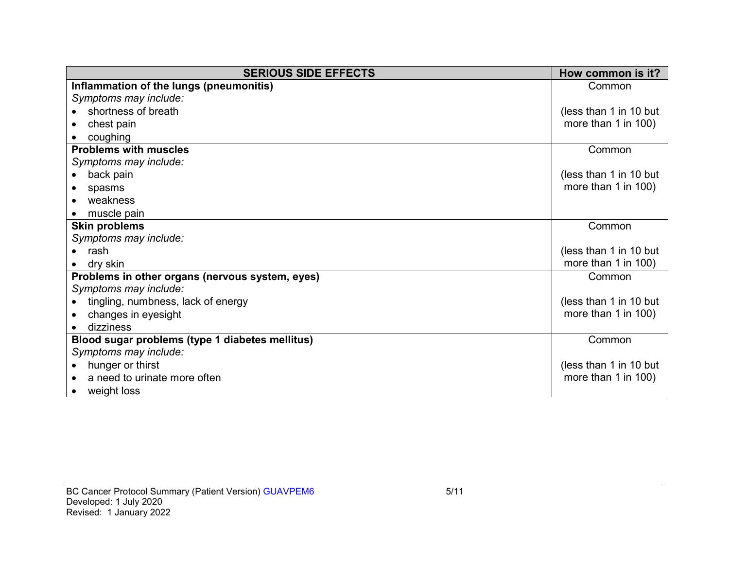| SERIOUS SIDE EFFECTS | How common is it? |
|---|---|
| **Inflammation of the lungs (pneumonitis)**<br>*Symptoms may include:*<br>• shortness of breath<br>• chest pain<br>• coughing | Common<br><br>(less than 1 in 10 but more than 1 in 100) |
| **Problems with muscles**<br>*Symptoms may include:*<br>• back pain<br>• spasms<br>• weakness<br>• muscle pain | Common<br><br>(less than 1 in 10 but more than 1 in 100) |
| **Skin problems**<br>*Symptoms may include:*<br>• rash<br>• dry skin | Common<br><br>(less than 1 in 10 but more than 1 in 100) |
| **Problems in other organs (nervous system, eyes)**<br>*Symptoms may include:*<br>• tingling, numbness, lack of energy<br>• changes in eyesight<br>• dizziness | Common<br><br>(less than 1 in 10 but more than 1 in 100) |
| **Blood sugar problems (type 1 diabetes mellitus)**<br>*Symptoms may include:*<br>• hunger or thirst<br>• a need to urinate more often<br>• weight loss | Common<br><br>(less than 1 in 10 but more than 1 in 100) |

BC Cancer Protocol Summary (Patient Version) GUAVPEM6
Developed: 1 July 2020
Revised: 1 January 2022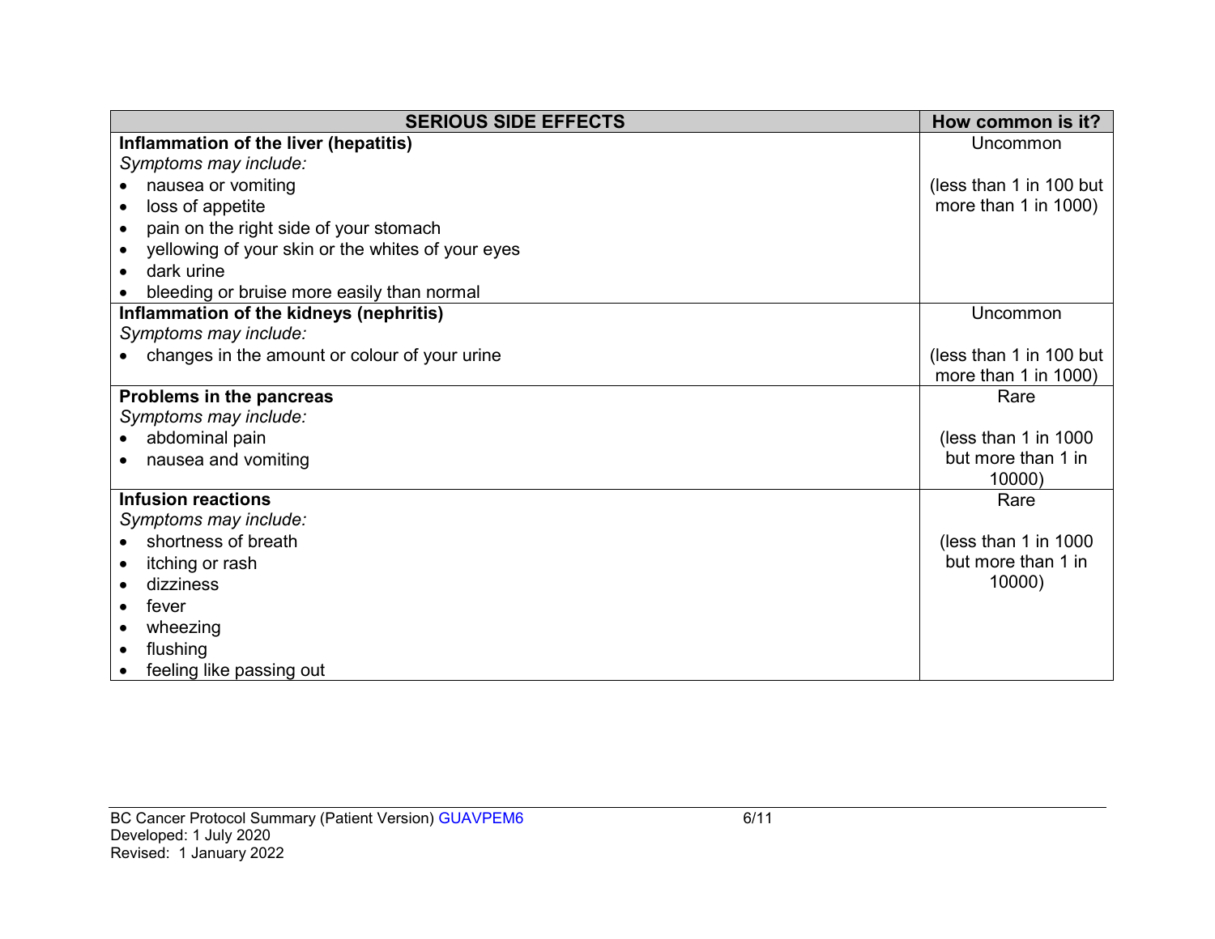| SERIOUS SIDE EFFECTS | How common is it? |
|---|---|
| **Inflammation of the liver (hepatitis)**<br>*Symptoms may include:*<br>• nausea or vomiting<br>• loss of appetite<br>• pain on the right side of your stomach<br>• yellowing of your skin or the whites of your eyes<br>• dark urine<br>• bleeding or bruise more easily than normal | Uncommon<br><br>(less than 1 in 100 but more than 1 in 1000) |
| **Inflammation of the kidneys (nephritis)**<br>*Symptoms may include:*<br>• changes in the amount or colour of your urine | Uncommon<br><br>(less than 1 in 100 but more than 1 in 1000) |
| **Problems in the pancreas**<br>*Symptoms may include:*<br>• abdominal pain<br>• nausea and vomiting | Rare<br><br>(less than 1 in 1000 but more than 1 in 10000) |
| **Infusion reactions**<br>*Symptoms may include:*<br>• shortness of breath<br>• itching or rash<br>• dizziness<br>• fever<br>• wheezing<br>• flushing<br>• feeling like passing out | Rare<br><br>(less than 1 in 1000 but more than 1 in 10000) |

BC Cancer Protocol Summary (Patient Version) GUAVPEM6
Developed: 1 July 2020
Revised: 1 January 2022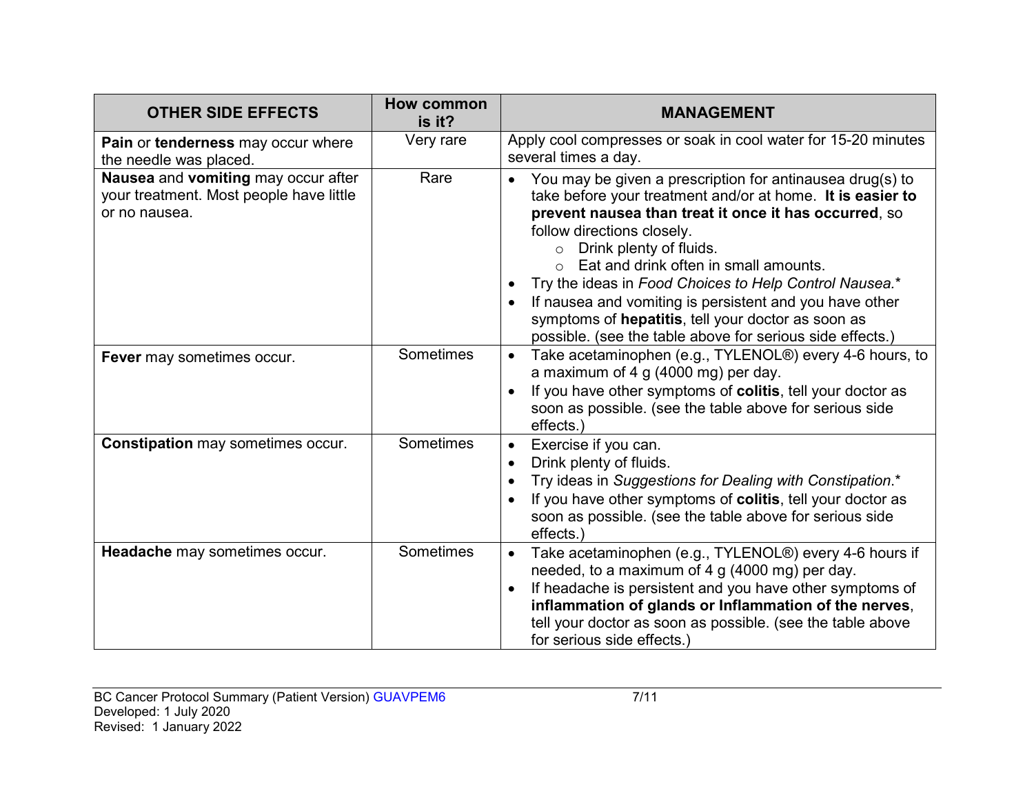| OTHER SIDE EFFECTS | How common is it? | MANAGEMENT |
|---|---|---|
| **Pain** or **tenderness** may occur where the needle was placed. | Very rare | Apply cool compresses or soak in cool water for 15-20 minutes several times a day. |
| **Nausea** and **vomiting** may occur after your treatment. Most people have little or no nausea. | Rare | • You may be given a prescription for antinausea drug(s) to take before your treatment and/or at home. **It is easier to prevent nausea than treat it once it has occurred**, so follow directions closely.<br>  ○ Drink plenty of fluids.<br>  ○ Eat and drink often in small amounts.<br>• Try the ideas in *Food Choices to Help Control Nausea.**<br>• If nausea and vomiting is persistent and you have other symptoms of **hepatitis**, tell your doctor as soon as possible. (see the table above for serious side effects.) |
| **Fever** may sometimes occur. | Sometimes | • Take acetaminophen (e.g., TYLENOL®) every 4-6 hours, to a maximum of 4 g (4000 mg) per day.<br>• If you have other symptoms of **colitis**, tell your doctor as soon as possible. (see the table above for serious side effects.) |
| **Constipation** may sometimes occur. | Sometimes | • Exercise if you can.<br>• Drink plenty of fluids.<br>• Try ideas in *Suggestions for Dealing with Constipation*.*<br>• If you have other symptoms of **colitis**, tell your doctor as soon as possible. (see the table above for serious side effects.) |
| **Headache** may sometimes occur. | Sometimes | • Take acetaminophen (e.g., TYLENOL®) every 4-6 hours if needed, to a maximum of 4 g (4000 mg) per day.<br>• If headache is persistent and you have other symptoms of **inflammation of glands or Inflammation of the nerves**, tell your doctor as soon as possible. (see the table above for serious side effects.) |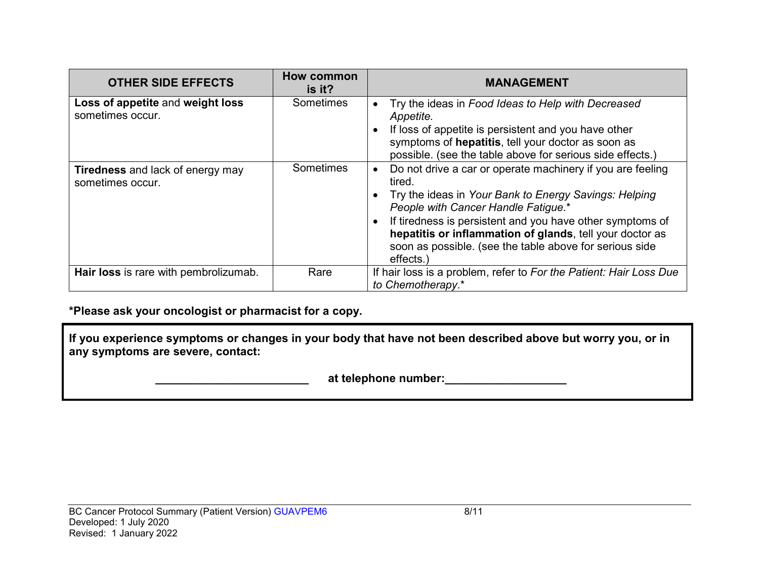| OTHER SIDE EFFECTS | How common is it? | MANAGEMENT |
|---|---|---|
| **Loss of appetite** and **weight loss** sometimes occur. | Sometimes | • Try the ideas in *Food Ideas to Help with Decreased Appetite.*<br>• If loss of appetite is persistent and you have other symptoms of **hepatitis**, tell your doctor as soon as possible. (see the table above for serious side effects.) |
| **Tiredness** and lack of energy may sometimes occur. | Sometimes | • Do not drive a car or operate machinery if you are feeling tired.<br>• Try the ideas in *Your Bank to Energy Savings: Helping People with Cancer Handle Fatigue*.*<br>• If tiredness is persistent and you have other symptoms of **hepatitis or inflammation of glands**, tell your doctor as soon as possible. (see the table above for serious side effects.) |
| **Hair loss** is rare with pembrolizumab. | Rare | If hair loss is a problem, refer to *For the Patient: Hair Loss Due to Chemotherapy*.* |

***Please ask your oncologist or pharmacist for a copy.**

**If you experience symptoms or changes in your body that have not been described above but worry you, or in any symptoms are severe, contact:**

**________________________ at telephone number:___________________**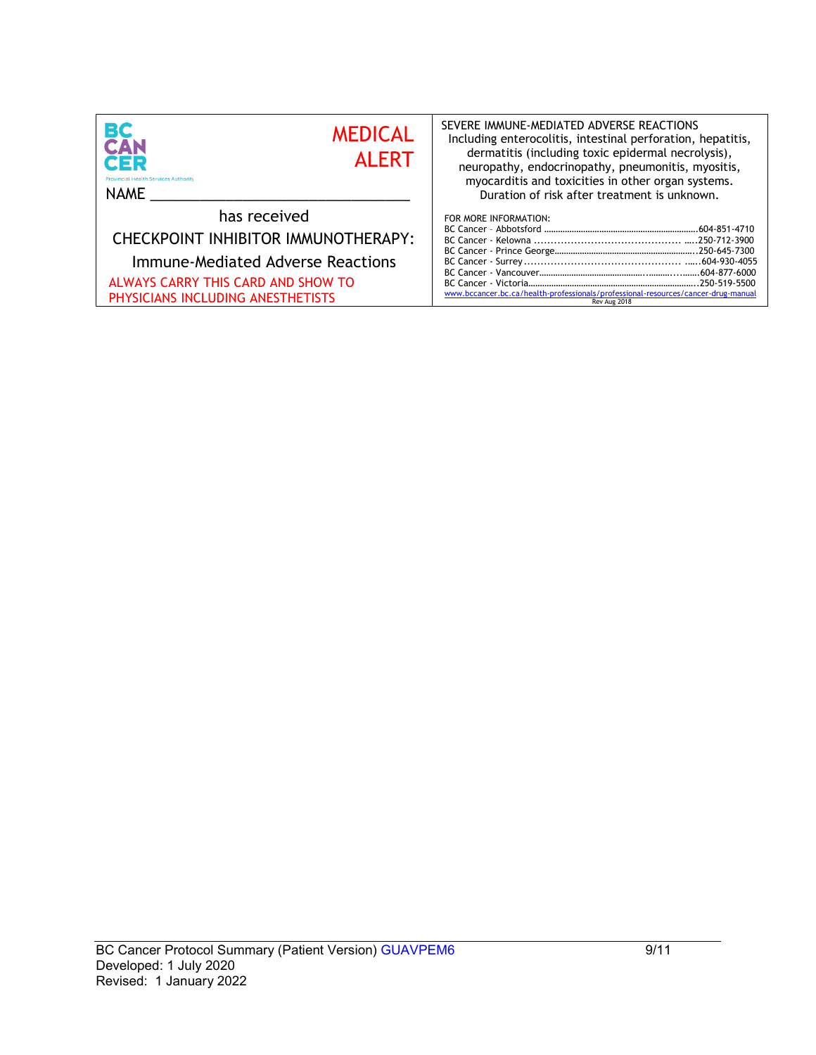BC CANCER
Provincial Health Services Authority

**MEDICAL ALERT**

NAME ________________________________

has received

CHECKPOINT INHIBITOR IMMUNOTHERAPY:

Immune-Mediated Adverse Reactions

ALWAYS CARRY THIS CARD AND SHOW TO PHYSICIANS INCLUDING ANESTHETISTS

SEVERE IMMUNE-MEDIATED ADVERSE REACTIONS

Including enterocolitis, intestinal perforation, hepatitis, dermatitis (including toxic epidermal necrolysis), neuropathy, endocrinopathy, pneumonitis, myositis, myocarditis and toxicities in other organ systems. Duration of risk after treatment is unknown.

FOR MORE INFORMATION:

BC Cancer – Abbotsford ........................................604-851-4710
BC Cancer - Kelowna ........................................250-712-3900
BC Cancer - Prince George........................................250-645-7300
BC Cancer - Surrey ........................................604-930-4055
BC Cancer - Vancouver........................................604-877-6000
BC Cancer - Victoria........................................250-519-5500

www.bccancer.bc.ca/health-professionals/professional-resources/cancer-drug-manual

Rev Aug 2018

BC Cancer Protocol Summary (Patient Version) GUAVPEM6
Developed: 1 July 2020
Revised: 1 January 2022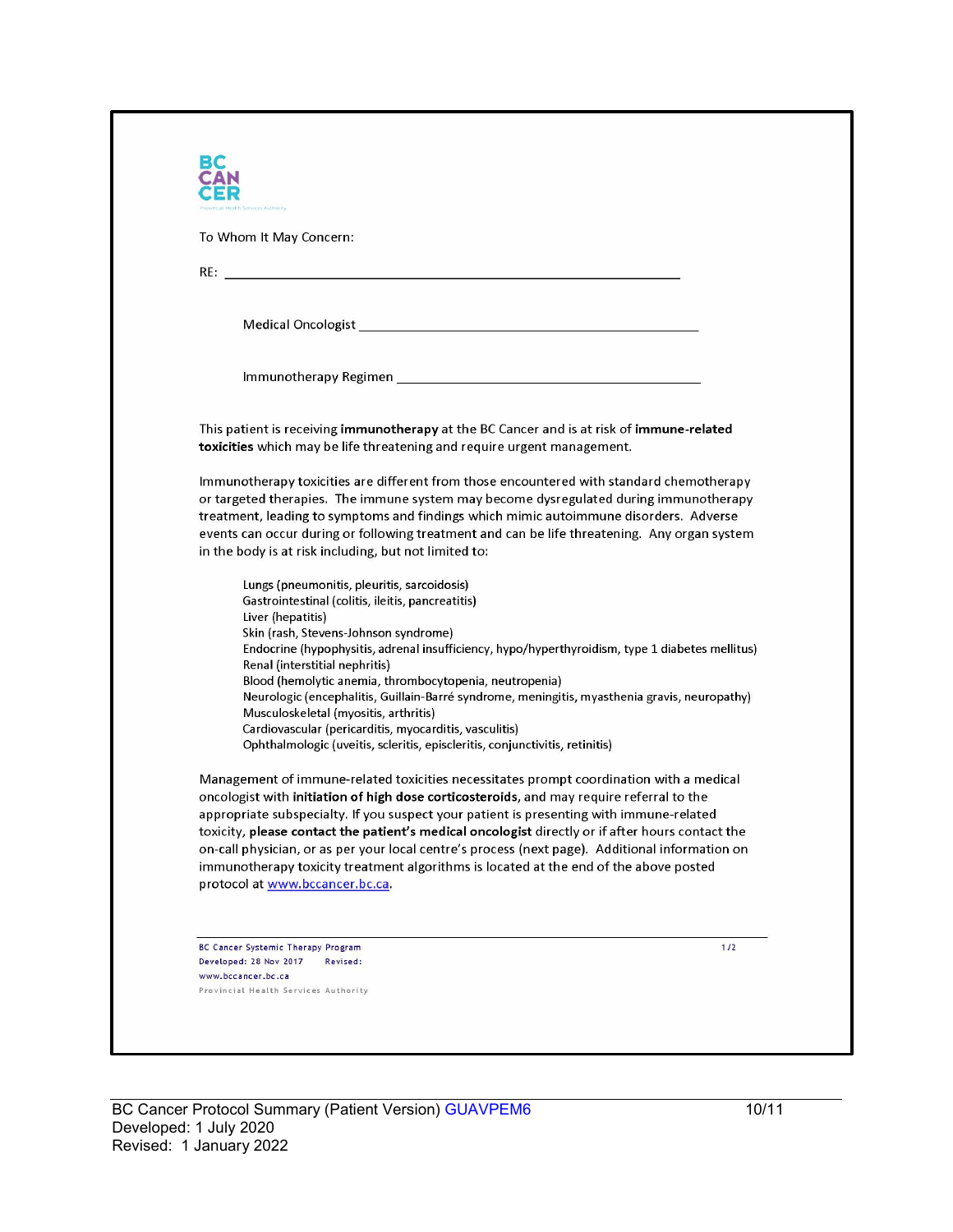BC CANCER

To Whom It May Concern:

RE: ______________________________________________________________

Medical Oncologist ______________________________________________

Immunotherapy Regimen __________________________________________

This patient is receiving **immunotherapy** at the BC Cancer and is at risk of **immune-related toxicities** which may be life threatening and require urgent management.

Immunotherapy toxicities are different from those encountered with standard chemotherapy or targeted therapies. The immune system may become dysregulated during immunotherapy treatment, leading to symptoms and findings which mimic autoimmune disorders. Adverse events can occur during or following treatment and can be life threatening. Any organ system in the body is at risk including, but not limited to:

- Lungs (pneumonitis, pleuritis, sarcoidosis)
- Gastrointestinal (colitis, ileitis, pancreatitis)
- Liver (hepatitis)
- Skin (rash, Stevens-Johnson syndrome)
- Endocrine (hypophysitis, adrenal insufficiency, hypo/hyperthyroidism, type 1 diabetes mellitus)
- Renal (interstitial nephritis)
- Blood (hemolytic anemia, thrombocytopenia, neutropenia)
- Neurologic (encephalitis, Guillain-Barré syndrome, meningitis, myasthenia gravis, neuropathy)
- Musculoskeletal (myositis, arthritis)
- Cardiovascular (pericarditis, myocarditis, vasculitis)
- Ophthalmologic (uveitis, scleritis, episcleritis, conjunctivitis, retinitis)

Management of immune-related toxicities necessitates prompt coordination with a medical oncologist with **initiation of high dose corticosteroids,** and may require referral to the appropriate subspecialty. If you suspect your patient is presenting with immune-related toxicity, **please contact the patient's medical oncologist** directly or if after hours contact the on-call physician, or as per your local centre's process (next page). Additional information on immunotherapy toxicity treatment algorithms is located at the end of the above posted protocol at www.bccancer.bc.ca.

BC Cancer Systemic Therapy Program
Developed: 28 Nov 2017 Revised:
www.bccancer.bc.ca
Provincial Health Services Authority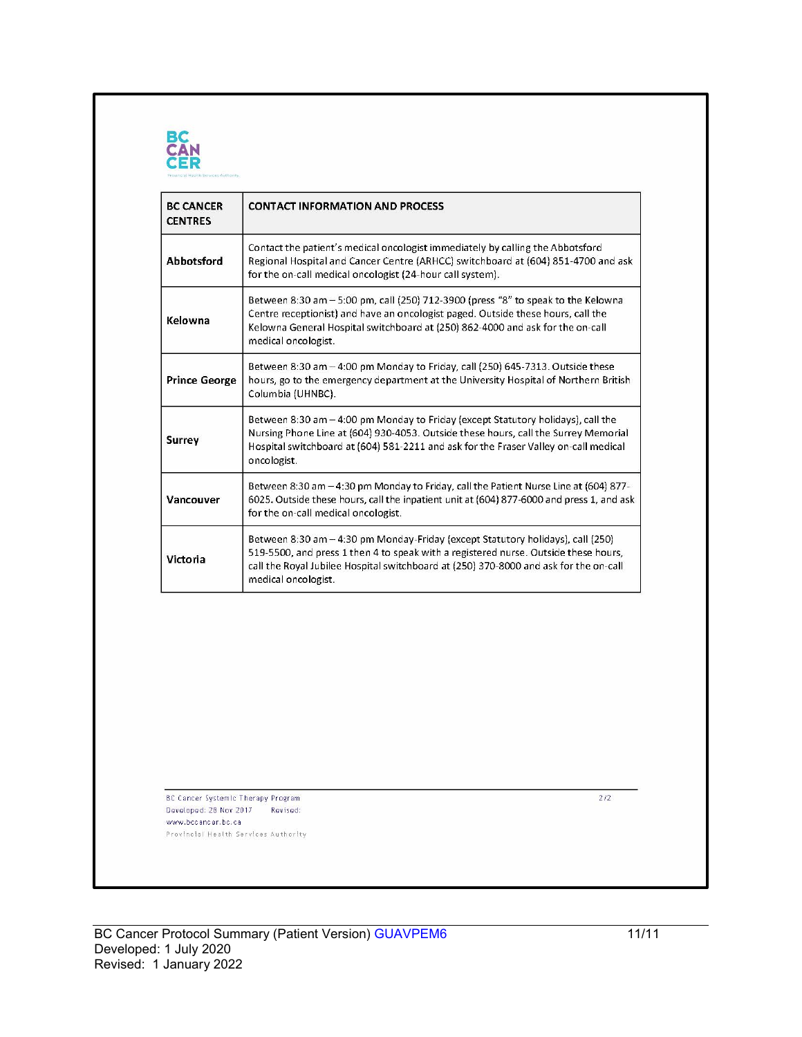| BC CANCER CENTRES | CONTACT INFORMATION AND PROCESS |
|---|---|
| Abbotsford | Contact the patient's medical oncologist immediately by calling the Abbotsford Regional Hospital and Cancer Centre (ARHCC) switchboard at (604) 851-4700 and ask for the on-call medical oncologist (24-hour call system). |
| Kelowna | Between 8:30 am – 5:00 pm, call (250) 712-3900 (press "8" to speak to the Kelowna Centre receptionist) and have an oncologist paged. Outside these hours, call the Kelowna General Hospital switchboard at (250) 862-4000 and ask for the on-call medical oncologist. |
| Prince George | Between 8:30 am – 4:00 pm Monday to Friday, call (250) 645-7313. Outside these hours, go to the emergency department at the University Hospital of Northern British Columbia (UHNBC). |
| Surrey | Between 8:30 am – 4:00 pm Monday to Friday (except Statutory holidays), call the Nursing Phone Line at (604) 930-4053. Outside these hours, call the Surrey Memorial Hospital switchboard at (604) 581-2211 and ask for the Fraser Valley on-call medical oncologist. |
| Vancouver | Between 8:30 am – 4:30 pm Monday to Friday, call the Patient Nurse Line at (604) 877-6025. Outside these hours, call the inpatient unit at (604) 877-6000 and press 1, and ask for the on-call medical oncologist. |
| Victoria | Between 8:30 am – 4:30 pm Monday-Friday (except Statutory holidays), call (250) 519-5500, and press 1 then 4 to speak with a registered nurse. Outside these hours, call the Royal Jubilee Hospital switchboard at (250) 370-8000 and ask for the on-call medical oncologist. |

BC Cancer Systemic Therapy Program
Developed: 28 Nov 2017 Revised:
www.bccancer.bc.ca
Provincial Health Services Authority